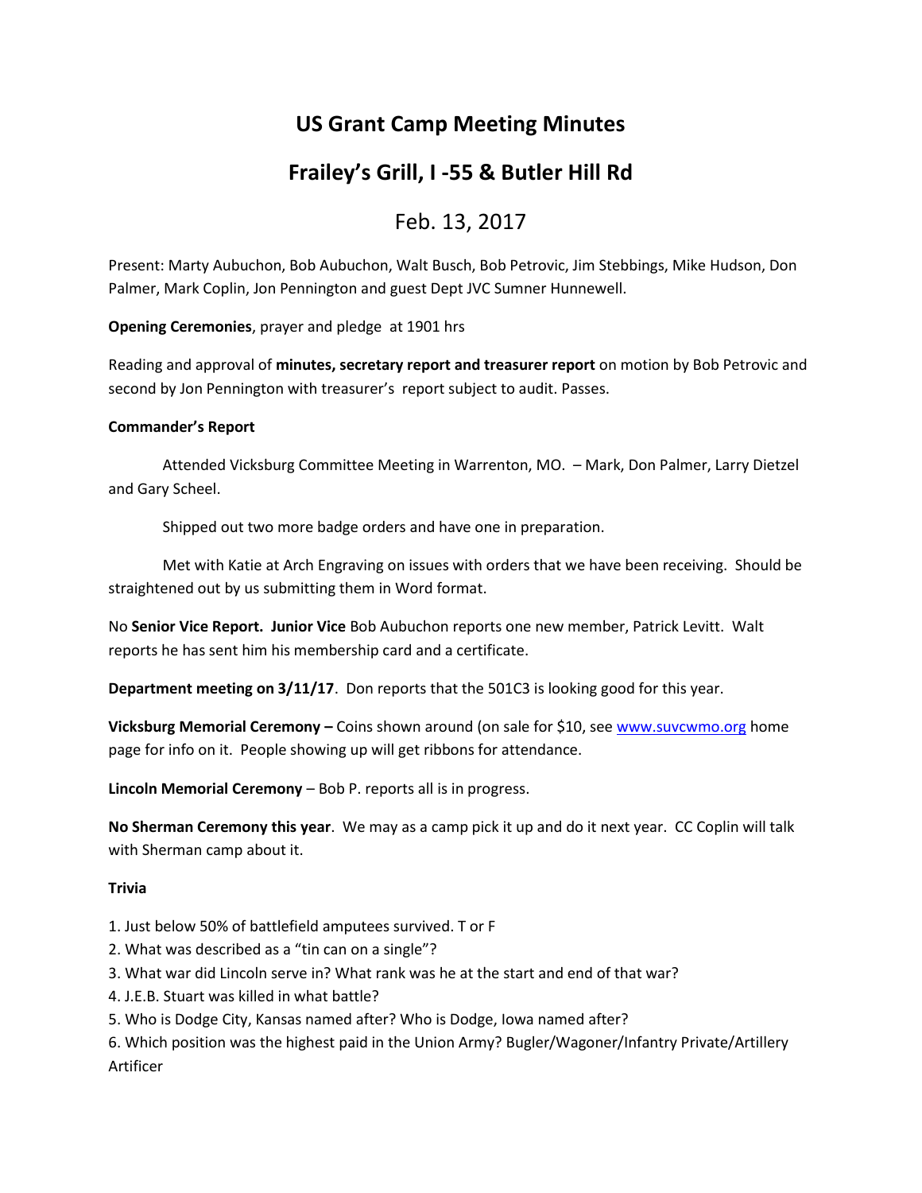# US Grant Camp Meeting Minutes

## Frailey's Grill, I -55 & Butler Hill Rd

Feb. 13, 2017

Present: Marty Aubuchon, Bob Aubuchon, Walt Busch, Bob Petrovic, Jim Stebbings, Mike Hudson, Don Palmer, Mark Coplin, Jon Pennington and guest Dept JVC Sumner Hunnewell.

**Opening Ceremonies**, prayer and pledge at 1901 hrs

Reading and approval of **minutes, secretary report and treasurer report** on motion by Bob Petrovic and second by Jon Pennington with treasurer's report subject to audit. Passes.

**Commander's Report**

Attended Vicksburg Committee Meeting in Warrenton, MO. – Mark, Don Palmer, Larry Dietzel and Gary Scheel.

Shipped out two more badge orders and have one in preparation.

Met with Katie at Arch Engraving on issues with orders that we have been receiving. Should be straightened out by us submitting them in Word format.

No **Senior Vice Report. Junior Vice** Bob Aubuchon reports one new member, Patrick Levitt. Walt reports he has sent him his membership card and a certificate.

**Department meeting on 3/11/17**. Don reports that the 501C3 is looking good for this year.

**Vicksburg Memorial Ceremony –** Coins shown around (on sale for $10, see www.suvcwmo.org home page for info on it. People showing up will get ribbons for attendance.

**Lincoln Memorial Ceremony** – Bob P. reports all is in progress.

**No Sherman Ceremony this year**. We may as a camp pick it up and do it next year. CC Coplin will talk with Sherman camp about it.

**Trivia**

1. Just below 50% of battlefield amputees survived. T or F
2. What was described as a "tin can on a single"?
3. What war did Lincoln serve in? What rank was he at the start and end of that war?
4. J.E.B. Stuart was killed in what battle?
5. Who is Dodge City, Kansas named after? Who is Dodge, Iowa named after?
6. Which position was the highest paid in the Union Army? Bugler/Wagoner/Infantry Private/Artillery Artificer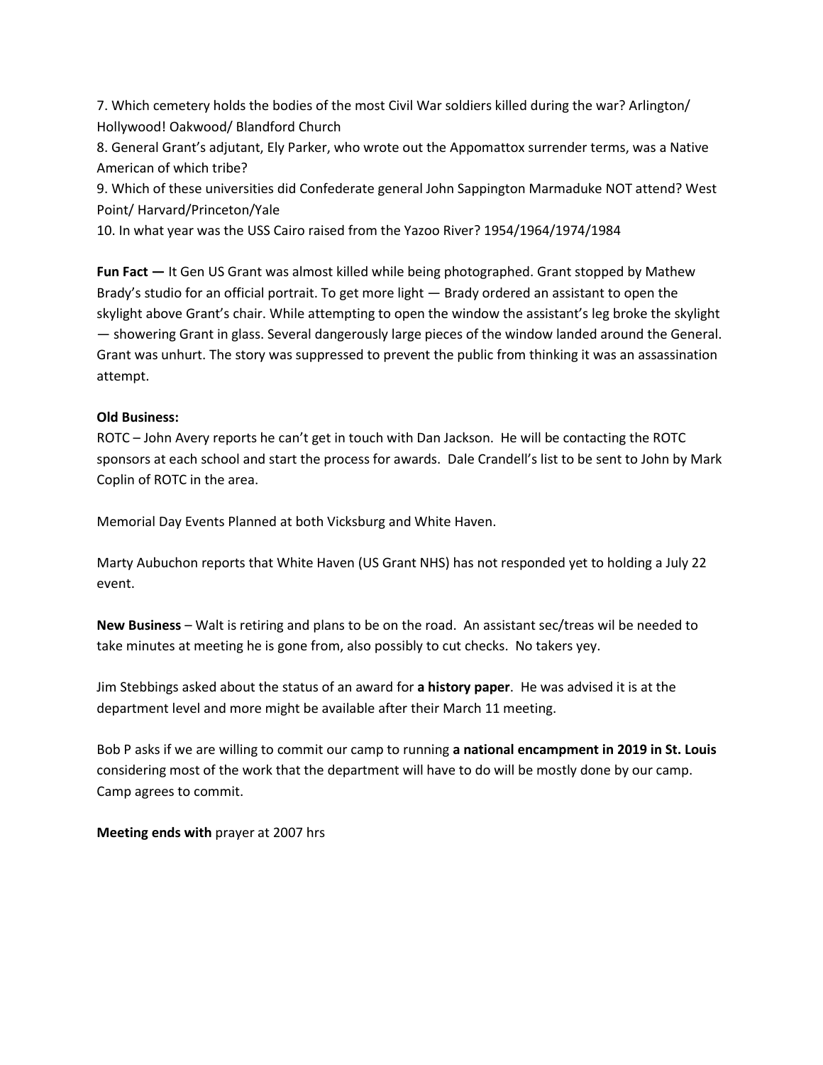7. Which cemetery holds the bodies of the most Civil War soldiers killed during the war? Arlington/ Hollywood! Oakwood/ Blandford Church

8. General Grant's adjutant, Ely Parker, who wrote out the Appomattox surrender terms, was a Native American of which tribe?

9. Which of these universities did Confederate general John Sappington Marmaduke NOT attend? West Point/ Harvard/Princeton/Yale

10. In what year was the USS Cairo raised from the Yazoo River? 1954/1964/1974/1984

**Fun Fact —** It Gen US Grant was almost killed while being photographed. Grant stopped by Mathew Brady's studio for an official portrait. To get more light — Brady ordered an assistant to open the skylight above Grant's chair. While attempting to open the window the assistant's leg broke the skylight — showering Grant in glass. Several dangerously large pieces of the window landed around the General. Grant was unhurt. The story was suppressed to prevent the public from thinking it was an assassination attempt.

**Old Business:**

ROTC – John Avery reports he can't get in touch with Dan Jackson. He will be contacting the ROTC sponsors at each school and start the process for awards. Dale Crandell's list to be sent to John by Mark Coplin of ROTC in the area.

Memorial Day Events Planned at both Vicksburg and White Haven.

Marty Aubuchon reports that White Haven (US Grant NHS) has not responded yet to holding a July 22 event.

**New Business** – Walt is retiring and plans to be on the road. An assistant sec/treas wil be needed to take minutes at meeting he is gone from, also possibly to cut checks. No takers yey.

Jim Stebbings asked about the status of an award for **a history paper**. He was advised it is at the department level and more might be available after their March 11 meeting.

Bob P asks if we are willing to commit our camp to running **a national encampment in 2019 in St. Louis** considering most of the work that the department will have to do will be mostly done by our camp. Camp agrees to commit.

**Meeting ends with** prayer at 2007 hrs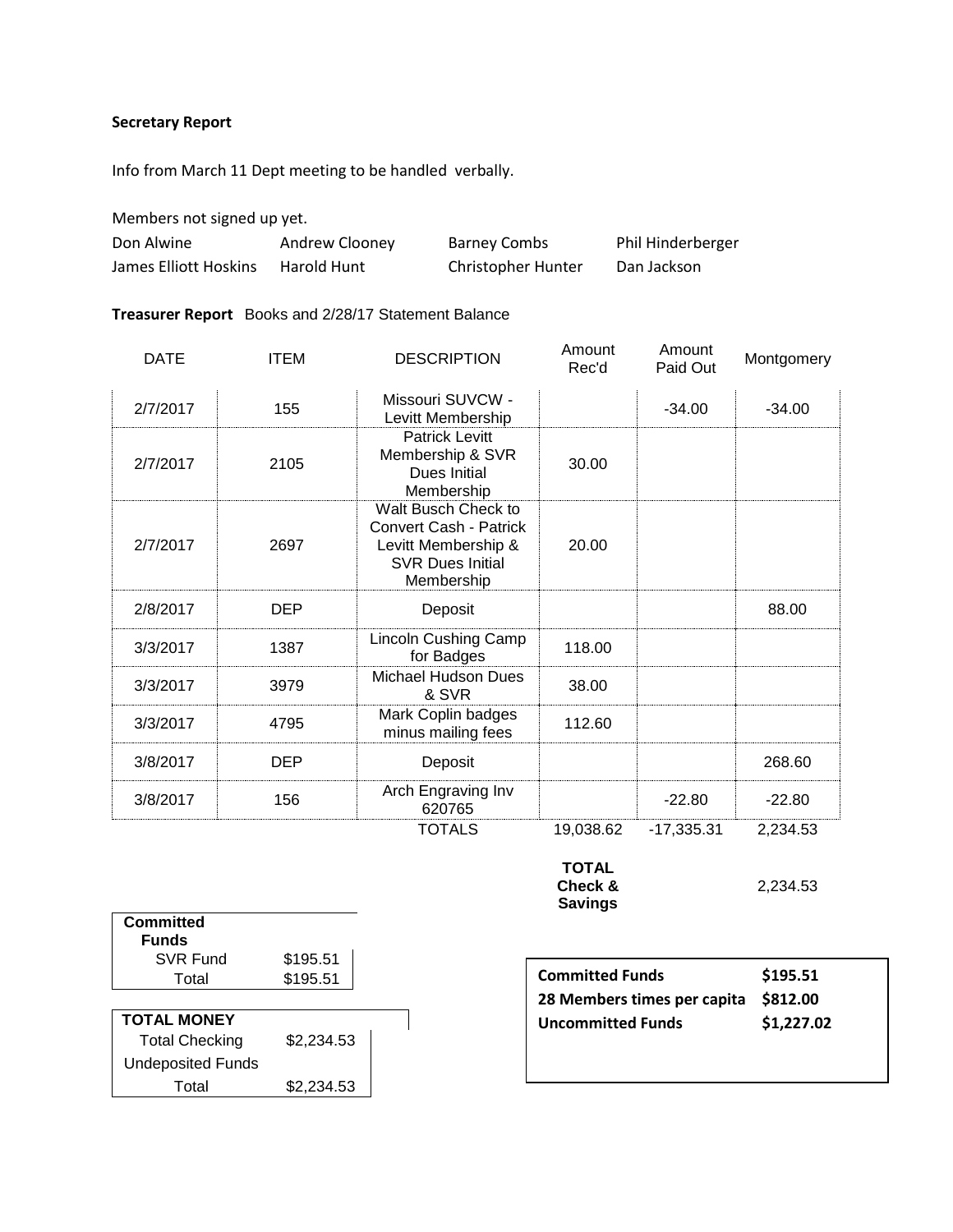**Secretary Report**

Info from March 11 Dept meeting to be handled verbally.

Members not signed up yet.

| | | | |
|---|---|---|---|
| Don Alwine | Andrew Clooney | Barney Combs | Phil Hinderberger |
| James Elliott Hoskins | Harold Hunt | Christopher Hunter | Dan Jackson |

**Treasurer Report** Books and 2/28/17 Statement Balance

| DATE | ITEM | DESCRIPTION | Amount Rec'd | Amount Paid Out | Montgomery |
|---|---|---|---|---|---|
| 2/7/2017 | 155 | Missouri SUVCW - Levitt Membership | | -34.00 | -34.00 |
| 2/7/2017 | 2105 | Patrick Levitt Membership & SVR Dues Initial Membership | 30.00 | | |
| 2/7/2017 | 2697 | Walt Busch Check to Convert Cash - Patrick Levitt Membership & SVR Dues Initial Membership | 20.00 | | |
| 2/8/2017 | DEP | Deposit | | | 88.00 |
| 3/3/2017 | 1387 | Lincoln Cushing Camp for Badges | 118.00 | | |
| 3/3/2017 | 3979 | Michael Hudson Dues & SVR | 38.00 | | |
| 3/3/2017 | 4795 | Mark Coplin badges minus mailing fees | 112.60 | | |
| 3/8/2017 | DEP | Deposit | | | 268.60 |
| 3/8/2017 | 156 | Arch Engraving Inv 620765 | | -22.80 | -22.80 |
| | | TOTALS | 19,038.62 | -17,335.31 | 2,234.53 |

**TOTAL Check & Savings** 2,234.53

| Committed Funds | |
|---|---|
| SVR Fund | $195.51 |
| Total | $195.51 |

| TOTAL MONEY | |
|---|---|
| Total Checking | $2,234.53 |
| Undeposited Funds | |
| Total | $2,234.53 |

| | |
|---|---|
| **Committed Funds** | **$195.51** |
| **28 Members times per capita** | **$812.00** |
| **Uncommitted Funds** | **$1,227.02** |